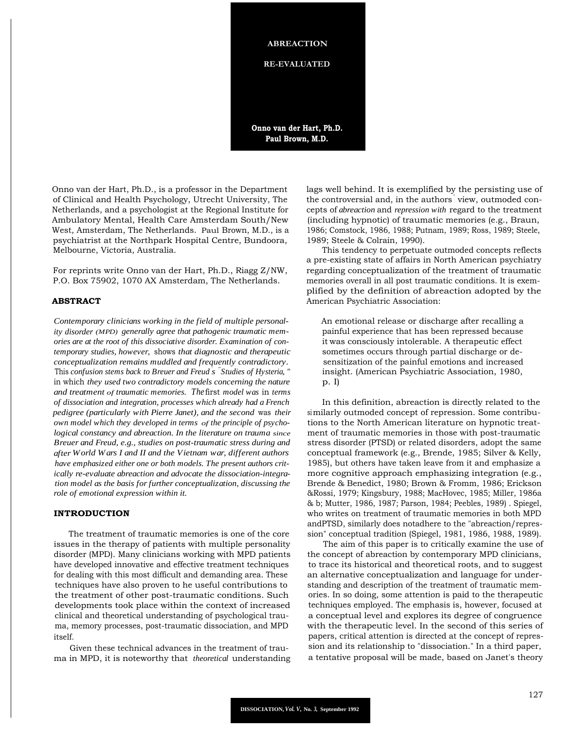# ABREACTION RE-EVALUATED

**Onno van der Hart, Ph.D.**
**Paul Brown, M.D.**

Onno van der Hart, Ph.D., is a professor in the Department of Clinical and Health Psychology, Utrecht University, The Netherlands, and a psychologist at the Regional Institute for Ambulatory Mental, Health Care Amsterdam South/New West, Amsterdam, The Netherlands. Paul Brown, M.D., is a psychiatrist at the Northpark Hospital Centre, Bundoora, Melbourne, Victoria, Australia.

For reprints write Onno van der Hart, Ph.D., Riagg Z/NW, P.O. Box 75902, 1070 AX Amsterdam, The Netherlands.

## ABSTRACT

*Contemporary clinicians working in the field of multiple personality disorder (MPD) generally agree that pathogenic traumatic memories are at the root of this dissociative disorder. Examination of contemporary studies, however, shows that diagnostic and therapeutic conceptualization remains muddled and frequently contradictory. This confusion stems back to Breuer and Freud's "Studies of Hysteria," in which they used two contradictory models concerning the nature and treatment of traumatic memories. The first model was in terms of dissociation and integration, processes which already had a French pedigree (particularly with Pierre Janet), and the second was their own model which they developed in terms of the principle of psychological constancy and abreaction. In the literature on trauma since Breuer and Freud, e.g., studies on post-traumatic stress during and after World Wars I and II and the Vietnam war, different authors have emphasized either one or both models. The present authors critically re-evaluate abreaction and advocate the dissociation-integration model as the basis for further conceptualization, discussing the role of emotional expression within it.*

## INTRODUCTION

The treatment of traumatic memories is one of the core issues in the therapy of patients with multiple personality disorder (MPD). Many clinicians working with MPD patients have developed innovative and effective treatment techniques for dealing with this most difficult and demanding area. These techniques have also proven to he useful contributions to the treatment of other post-traumatic conditions. Such developments took place within the context of increased clinical and theoretical understanding of psychological trauma, memory processes, post-traumatic dissociation, and MPD itself.

Given these technical advances in the treatment of trauma in MPD, it is noteworthy that *theoretical* understanding lags well behind. It is exemplified by the persisting use of the controversial and, in the authors' view, outmoded concepts of *abreaction* and *repression with* regard to the treatment (including hypnotic) of traumatic memories (e.g., Braun, 1986; Comstock, 1986, 1988; Putnam, 1989; Ross, 1989; Steele, 1989; Steele & Colrain, 1990).

This tendency to perpetuate outmoded concepts reflects a pre-existing state of affairs in North American psychiatry regarding conceptualization of the treatment of traumatic memories overall in all post traumatic conditions. It is exemplified by the definition of abreaction adopted by the American Psychiatric Association:

> An emotional release or discharge after recalling a painful experience that has been repressed because it was consciously intolerable. A therapeutic effect sometimes occurs through partial discharge or desensitization of the painful emotions and increased insight. (American Psychiatric Association, 1980, p. I)

In this definition, abreaction is directly related to the similarly outmoded concept of repression. Some contributions to the North American literature on hypnotic treatment of traumatic memories in those with post-traumatic stress disorder (PTSD) or related disorders, adopt the same conceptual framework (e.g., Brende, 1985; Silver & Kelly, 1985), but others have taken leave from it and emphasize a more cognitive approach emphasizing integration (e.g., Brende & Benedict, 1980; Brown & Fromm, 1986; Erickson &Rossi, 1979; Kingsbury, 1988; MacHovec, 1985; Miller, 1986a & b; Mutter, 1986, 1987; Parson, 1984; Peebles, 1989) . Spiegel, who writes on treatment of traumatic memories in both MPD andPTSD, similarly does notadhere to the "abreaction/repression" conceptual tradition (Spiegel, 1981, 1986, 1988, 1989).

The aim of this paper is to critically examine the use of the concept of abreaction by contemporary MPD clinicians, to trace its historical and theoretical roots, and to suggest an alternative conceptualization and language for understanding and description of the treatment of traumatic memories. In so doing, some attention is paid to the therapeutic techniques employed. The emphasis is, however, focused at a conceptual level and explores its degree of congruence with the therapeutic level. In the second of this series of papers, critical attention is directed at the concept of repression and its relationship to "dissociation." In a third paper, a tentative proposal will be made, based on Janet's theory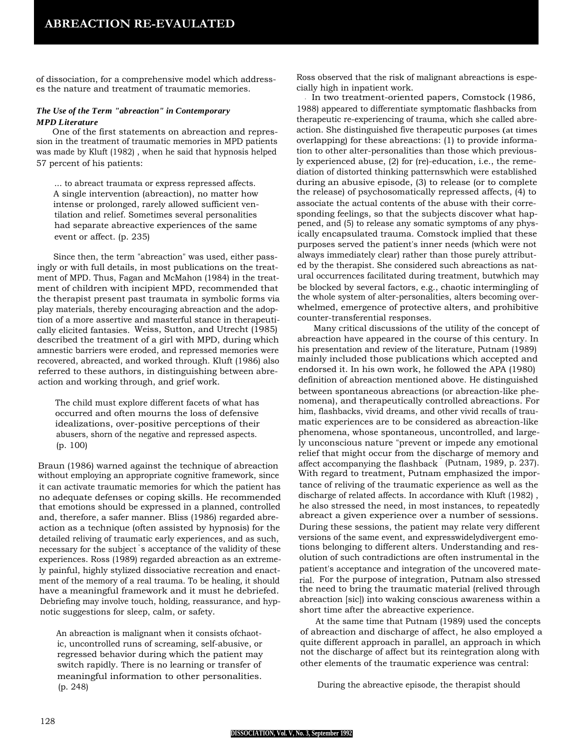of dissociation, for a comprehensive model which addresses the nature and treatment of traumatic memories.

### *The Use of the Term "abreaction" in Contemporary MPD Literature*

One of the first statements on abreaction and repression in the treatment of traumatic memories in MPD patients was made by Kluft (1982) , when he said that hypnosis helped 57 percent of his patients:

> ... to abreact traumata or express repressed affects. A single intervention (abreaction), no matter how intense or prolonged, rarely allowed sufficient ventilation and relief. Sometimes several personalities had separate abreactive experiences of the same event or affect. (p. 235)

Since then, the term "abreaction" was used, either passingly or with full details, in most publications on the treatment of MPD. Thus, Fagan and McMahon (1984) in the treatment of children with incipient MPD, recommended that the therapist present past traumata in symbolic forms via play materials, thereby encouraging abreaction and the adoption of a more assertive and masterful stance in therapeutically elicited fantasies. Weiss, Sutton, and Utrecht (1985) described the treatment of a girl with MPD, during which amnestic barriers were eroded, and repressed memories were recovered, abreacted, and worked through. Kluft (1986) also referred to these authors, in distinguishing between abreaction and working through, and grief work.

> The child must explore different facets of what has occurred and often mourns the loss of defensive idealizations, over-positive perceptions of their abusers, shorn of the negative and repressed aspects. (p. 100)

Braun (1986) warned against the technique of abreaction without employing an appropriate cognitive framework, since it can activate traumatic memories for which the patient has no adequate defenses or coping skills. He recommended that emotions should be expressed in a planned, controlled and, therefore, a safer manner. Bliss (1986) regarded abreaction as a technique (often assisted by hypnosis) for the detailed reliving of traumatic early experiences, and as such, necessary for the subject's acceptance of the validity of these experiences. Ross (1989) regarded abreaction as an extremely painful, highly stylized dissociative recreation and enactment of the memory of a real trauma. To be healing, it should have a meaningful framework and it must he debriefed. Debriefing may involve touch, holding, reassurance, and hypnotic suggestions for sleep, calm, or safety.

> An abreaction is malignant when it consists ofchaotic, uncontrolled runs of screaming, self-abusive, or regressed behavior during which the patient may switch rapidly. There is no learning or transfer of meaningful information to other personalities. (p. 248)

Ross observed that the risk of malignant abreactions is especially high in inpatient work.

In two treatment-oriented papers, Comstock (1986, 1988) appeared to differentiate symptomatic flashbacks from therapeutic re-experiencing of trauma, which she called abreaction. She distinguished five therapeutic purposes (at times overlapping) for these abreactions: (1) to provide information to other alter-personalities than those which previously experienced abuse, (2) for (re)-education, i.e., the remediation of distorted thinking patternswhich were established during an abusive episode, (3) to release (or to complete the release) of psychosomatically repressed affects, (4) to associate the actual contents of the abuse with their corresponding feelings, so that the subjects discover what happened, and (5) to release any somatic symptoms of any physically encapsulated trauma. Comstock implied that these purposes served the patient's inner needs (which were not always immediately clear) rather than those purely attributed by the therapist. She considered such abreactions as natural occurrences facilitated during treatment, butwhich may be blocked by several factors, e.g., chaotic intermingling of the whole system of alter-personalities, alters becoming overwhelmed, emergence of protective alters, and prohibitive counter-transferential responses.

Many critical discussions of the utility of the concept of abreaction have appeared in the course of this century. In his presentation and review of the literature, Putnam (1989) mainly included those publications which accepted and endorsed it. In his own work, he followed the APA (1980) definition of abreaction mentioned above. He distinguished between spontaneous abreactions (or abreaction-like phenomena), and therapeutically controlled abreactions. For him, flashbacks, vivid dreams, and other vivid recalls of traumatic experiences are to be considered as abreaction-like phenomena, whose spontaneous, uncontrolled, and largely unconscious nature "prevent or impede any emotional relief that might occur from the discharge of memory and affect accompanying the flashback" (Putnam, 1989, p. 237). With regard to treatment, Putnam emphasized the importance of reliving of the traumatic experience as well as the discharge of related affects. In accordance with Kluft (1982) , he also stressed the need, in most instances, to repeatedly abreact a given experience over a number of sessions. During these sessions, the patient may relate very different versions of the same event, and expresswidelydivergent emotions belonging to different alters. Understanding and resolution of such contradictions are often instrumental in the patient's acceptance and integration of the uncovered material. For the purpose of integration, Putnam also stressed the need to bring the traumatic material (relived through abreaction [sic]) into waking conscious awareness within a short time after the abreactive experience.

At the same time that Putnam (1989) used the concepts of abreaction and discharge of affect, he also employed a quite different approach in parallel, an approach in which not the discharge of affect but its reintegration along with other elements of the traumatic experience was central:

> During the abreactive episode, the therapist should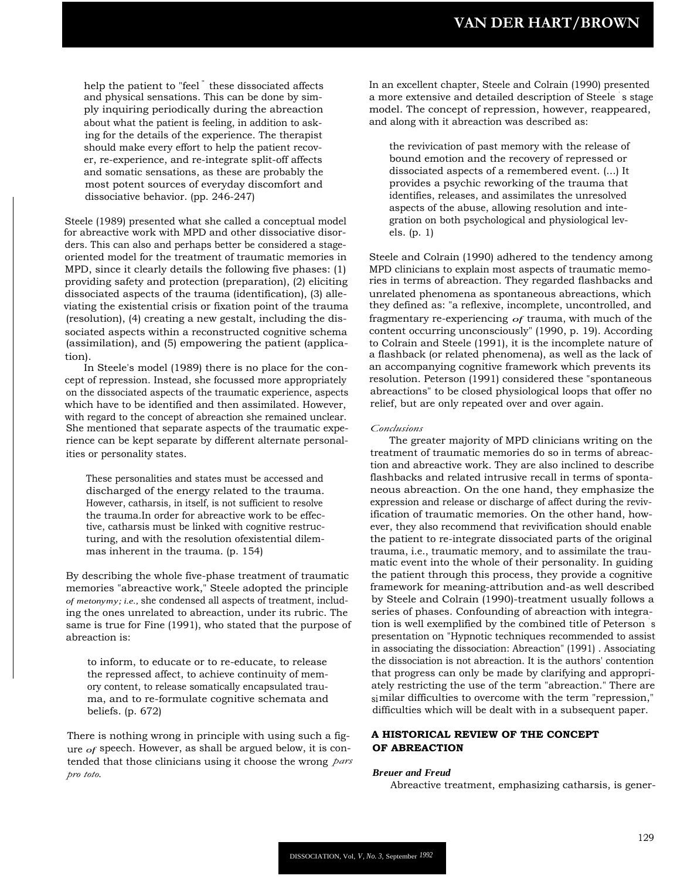> help the patient to "feel" these dissociated affects and physical sensations. This can be done by simply inquiring periodically during the abreaction about what the patient is feeling, in addition to asking for the details of the experience. The therapist should make every effort to help the patient recover, re-experience, and re-integrate split-off affects and somatic sensations, as these are probably the most potent sources of everyday discomfort and dissociative behavior. (pp. 246-247)

Steele (1989) presented what she called a conceptual model for abreactive work with MPD and other dissociative disorders. This can also and perhaps better be considered a stage-oriented model for the treatment of traumatic memories in MPD, since it clearly details the following five phases: (1) providing safety and protection (preparation), (2) eliciting dissociated aspects of the trauma (identification), (3) alleviating the existential crisis or fixation point of the trauma (resolution), (4) creating a new gestalt, including the dissociated aspects within a reconstructed cognitive schema (assimilation), and (5) empowering the patient (application).

In Steele's model (1989) there is no place for the concept of repression. Instead, she focussed more appropriately on the dissociated aspects of the traumatic experience, aspects which have to be identified and then assimilated. However, with regard to the concept of abreaction she remained unclear. She mentioned that separate aspects of the traumatic experience can be kept separate by different alternate personalities or personality states.

> These personalities and states must be accessed and discharged of the energy related to the trauma. However, catharsis, in itself, is not sufficient to resolve the trauma. In order for abreactive work to be effective, catharsis must be linked with cognitive restructuring, and with the resolution of existential dilemmas inherent in the trauma. (p. 154)

By describing the whole five-phase treatment of traumatic memories "abreactive work," Steele adopted the principle *of metonymy; i.e.*, she condensed all aspects of treatment, including the ones unrelated to abreaction, under its rubric. The same is true for Fine (1991), who stated that the purpose of abreaction is:

> to inform, to educate or to re-educate, to release the repressed affect, to achieve continuity of memory content, to release somatically encapsulated trauma, and to re-formulate cognitive schemata and beliefs. (p. 672)

There is nothing wrong in principle with using such a figure of speech. However, as shall be argued below, it is contended that those clinicians using it choose the wrong *pars pro toto*.

In an excellent chapter, Steele and Colrain (1990) presented a more extensive and detailed description of Steele's stage model. The concept of repression, however, reappeared, and along with it abreaction was described as:

> the revivication of past memory with the release of bound emotion and the recovery of repressed or dissociated aspects of a remembered event. (...) It provides a psychic reworking of the trauma that identifies, releases, and assimilates the unresolved aspects of the abuse, allowing resolution and integration on both psychological and physiological levels. (p. 1)

Steele and Colrain (1990) adhered to the tendency among MPD clinicians to explain most aspects of traumatic memories in terms of abreaction. They regarded flashbacks and unrelated phenomena as spontaneous abreactions, which they defined as: "a reflexive, incomplete, uncontrolled, and fragmentary re-experiencing of trauma, with much of the content occurring unconsciously" (1990, p. 19). According to Colrain and Steele (1991), it is the incomplete nature of a flashback (or related phenomena), as well as the lack of an accompanying cognitive framework which prevents its resolution. Peterson (1991) considered these "spontaneous abreactions" to be closed physiological loops that offer no relief, but are only repeated over and over again.

*Conclusions*

The greater majority of MPD clinicians writing on the treatment of traumatic memories do so in terms of abreaction and abreactive work. They are also inclined to describe flashbacks and related intrusive recall in terms of spontaneous abreaction. On the one hand, they emphasize the expression and release or discharge of affect during the revivification of traumatic memories. On the other hand, however, they also recommend that revivification should enable the patient to re-integrate dissociated parts of the original trauma, i.e., traumatic memory, and to assimilate the traumatic event into the whole of their personality. In guiding the patient through this process, they provide a cognitive framework for meaning-attribution and-as well described by Steele and Colrain (1990)-treatment usually follows a series of phases. Confounding of abreaction with integration is well exemplified by the combined title of Peterson's presentation on "Hypnotic techniques recommended to assist in associating the dissociation: Abreaction" (1991). Associating the dissociation is not abreaction. It is the authors' contention that progress can only be made by clarifying and appropriately restricting the use of the term "abreaction." There are similar difficulties to overcome with the term "repression," difficulties which will be dealt with in a subsequent paper.

## A HISTORICAL REVIEW OF THE CONCEPT OF ABREACTION

***Breuer and Freud***

Abreactive treatment, emphasizing catharsis, is gener-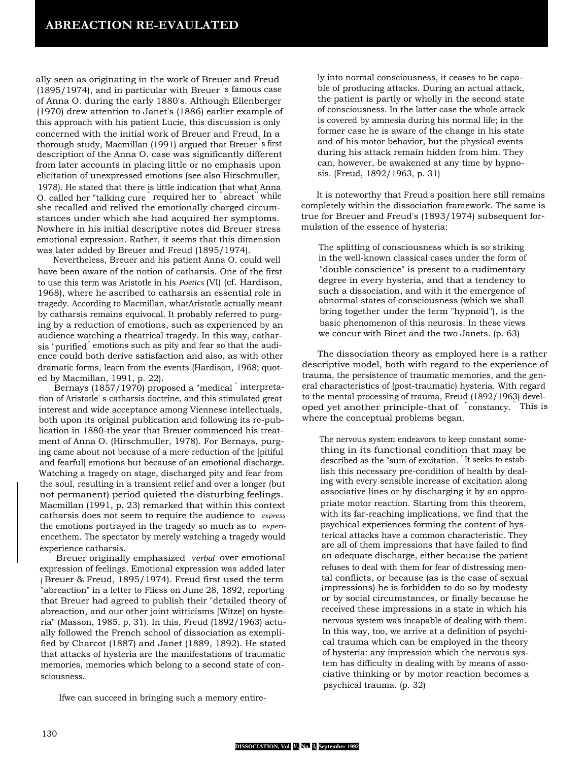ally seen as originating in the work of Breuer and Freud (1895/1974), and in particular with Breuer's famous case of Anna O. during the early 1880's. Although Ellenberger (1970) drew attention to Janet's (1886) earlier example of this approach with his patient Lucie, this discussion is only concerned with the initial work of Breuer and Freud. In a thorough study, Macmillan (1991) argued that Breuer's first description of the Anna O. case was significantly different from later accounts in placing little or no emphasis upon elicitation of unexpressed emotions (see also Hirschmuller, 1978). He stated that there is little indication that what Anna O. called her "talking cure" required her to "abreact" while she recalled and relived the emotionally charged circumstances under which she had acquired her symptoms. Nowhere in his initial descriptive notes did Breuer stress emotional expression. Rather, it seems that this dimension was later added by Breuer and Freud (1895/1974).

Nevertheless, Breuer and his patient Anna O. could well have been aware of the notion of catharsis. One of the first to use this term was Aristotle in his *Poetics* (VI) (cf. Hardison, 1968), where he ascribed to catharsis an essential role in tragedy. According to Macmillan, whatAristotle actually meant by catharsis remains equivocal. It probably referred to purging by a reduction of emotions, such as experienced by an audience watching a theatrical tragedy. In this way, catharsis "purified" emotions such as pity and fear so that the audience could both derive satisfaction and also, as with other dramatic forms, learn from the events (Hardison, 1968; quoted by Macmillan, 1991, p. 22).

Bernays (1857/1970) proposed a "medical" interpretation of Aristotle's catharsis doctrine, and this stimulated great interest and wide acceptance among Viennese intellectuals, both upon its original publication and following its re-publication in 1880-the year that Breuer commenced his treatment of Anna O. (Hirschmuller, 1978). For Bernays, purging came about not because of a mere reduction of the [pitiful and fearful] emotions but because of an emotional discharge. Watching a tragedy on stage, discharged pity and fear from the soul, resulting in a transient relief and over a longer (but not permanent) period quieted the disturbing feelings. Macmillan (1991, p. 23) remarked that within this context catharsis does not seem to require the audience to *express* the emotions portrayed in the tragedy so much as to *experience*them. The spectator by merely watching a tragedy would experience catharsis.

Breuer originally emphasized *verbal* over emotional expression of feelings. Emotional expression was added later (Breuer & Freud, 1895/1974). Freud first used the term "abreaction" in a letter to Fliess on June 28, 1892, reporting that Breuer had agreed to publish their "detailed theory of abreaction, and our other joint witticisms [Witze] on hysteria" (Masson, 1985, p. 31). In this, Freud (1892/1963) actually followed the French school of dissociation as exemplified by Charcot (1887) and Janet (1889, 1892). He stated that attacks of hysteria are the manifestations of traumatic memories, memories which belong to a second state of consciousness.

> Ifwe can succeed in bringing such a memory entirely into normal consciousness, it ceases to be capable of producing attacks. During an actual attack, the patient is partly or wholly in the second state of consciousness. In the latter case the whole attack is covered by amnesia during his normal life; in the former case he is aware of the change in his state and of his motor behavior, but the physical events during his attack remain hidden from him. They can, however, be awakened at any time by hypnosis. (Freud, 1892/1963, p. 31)

It is noteworthy that Freud's position here still remains completely within the dissociation framework. The same is true for Breuer and Freud's (1893/1974) subsequent formulation of the essence of hysteria:

> The splitting of consciousness which is so striking in the well-known classical cases under the form of "double conscience" is present to a rudimentary degree in every hysteria, and that a tendency to such a dissociation, and with it the emergence of abnormal states of consciousness (which we shall bring together under the term "hypnoid"), is the basic phenomenon of this neurosis. In these views we concur with Binet and the two Janets. (p. 63)

The dissociation theory as employed here is a rather descriptive model, both with regard to the experience of trauma, the persistence of traumatic memories, and the general characteristics of (post-traumatic) hysteria. With regard to the mental processing of trauma, Freud (1892/1963) developed yet another principle-that of "constancy." This is where the conceptual problems began.

> The nervous system endeavors to keep constant something in its functional condition that may be described as the "sum of excitation." It seeks to establish this necessary pre-condition of health by dealing with every sensible increase of excitation along associative lines or by discharging it by an appropriate motor reaction. Starting from this theorem, with its far-reaching implications, we find that the psychical experiences forming the content of hysterical attacks have a common characteristic. They are all of them impressions that have failed to find an adequate discharge, either because the patient refuses to deal with them for fear of distressing mental conflicts, or because (as is the case of sexual impressions) he is forbidden to do so by modesty or by social circumstances, or finally because he received these impressions in a state in which his nervous system was incapable of dealing with them. In this way, too, we arrive at a definition of psychical trauma which can be employed in the theory of hysteria: any impression which the nervous system has difficulty in dealing with by means of associative thinking or by motor reaction becomes a psychical trauma. (p. 32)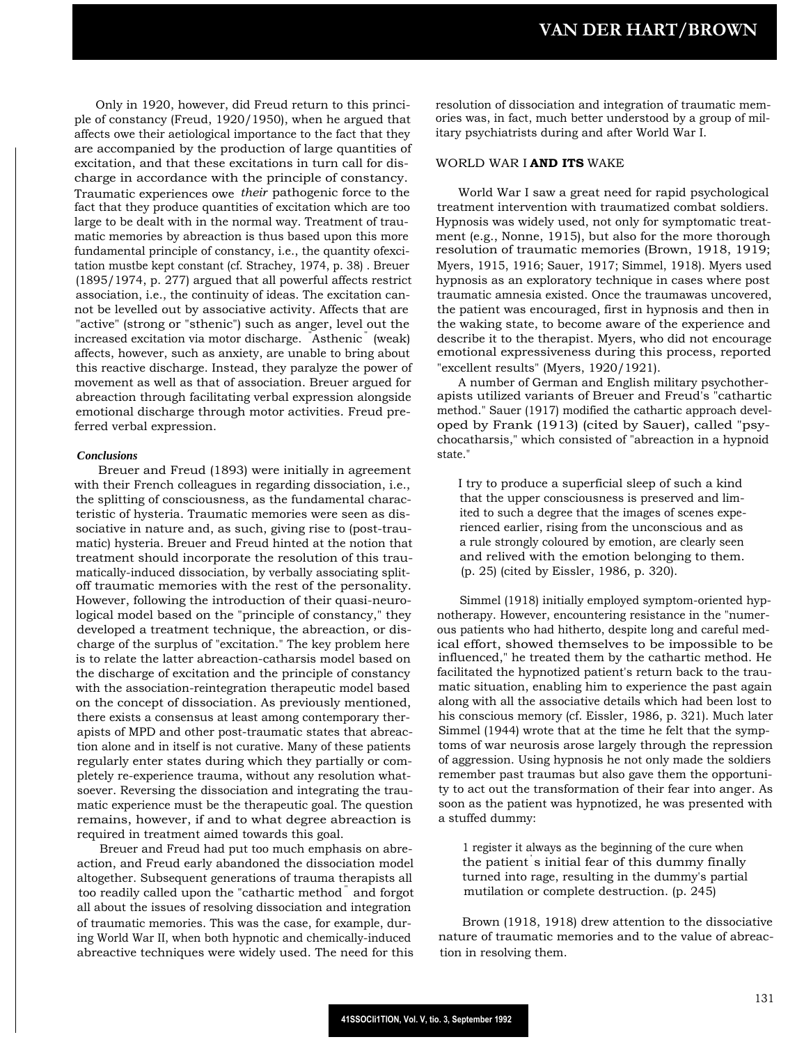Only in 1920, however, did Freud return to this principle of constancy (Freud, 1920/1950), when he argued that affects owe their aetiological importance to the fact that they are accompanied by the production of large quantities of excitation, and that these excitations in turn call for discharge in accordance with the principle of constancy. Traumatic experiences owe *their* pathogenic force to the fact that they produce quantities of excitation which are too large to be dealt with in the normal way. Treatment of traumatic memories by abreaction is thus based upon this more fundamental principle of constancy, i.e., the quantity ofexcitation mustbe kept constant (cf. Strachey, 1974, p. 38) . Breuer (1895/1974, p. 277) argued that all powerful affects restrict association, i.e., the continuity of ideas. The excitation cannot be levelled out by associative activity. Affects that are "active" (strong or "sthenic") such as anger, level out the increased excitation via motor discharge. "Asthenic" (weak) affects, however, such as anxiety, are unable to bring about this reactive discharge. Instead, they paralyze the power of movement as well as that of association. Breuer argued for abreaction through facilitating verbal expression alongside emotional discharge through motor activities. Freud preferred verbal expression.

### *Conclusions*

Breuer and Freud (1893) were initially in agreement with their French colleagues in regarding dissociation, i.e., the splitting of consciousness, as the fundamental characteristic of hysteria. Traumatic memories were seen as dissociative in nature and, as such, giving rise to (post-traumatic) hysteria. Breuer and Freud hinted at the notion that treatment should incorporate the resolution of this traumatically-induced dissociation, by verbally associating split-off traumatic memories with the rest of the personality. However, following the introduction of their quasi-neurological model based on the "principle of constancy," they developed a treatment technique, the abreaction, or discharge of the surplus of "excitation." The key problem here is to relate the latter abreaction-catharsis model based on the discharge of excitation and the principle of constancy with the association-reintegration therapeutic model based on the concept of dissociation. As previously mentioned, there exists a consensus at least among contemporary therapists of MPD and other post-traumatic states that abreaction alone and in itself is not curative. Many of these patients regularly enter states during which they partially or completely re-experience trauma, without any resolution whatsoever. Reversing the dissociation and integrating the traumatic experience must be the therapeutic goal. The question remains, however, if and to what degree abreaction is required in treatment aimed towards this goal.

Breuer and Freud had put too much emphasis on abreaction, and Freud early abandoned the dissociation model altogether. Subsequent generations of trauma therapists all too readily called upon the "cathartic method" and forgot all about the issues of resolving dissociation and integration of traumatic memories. This was the case, for example, during World War II, when both hypnotic and chemically-induced abreactive techniques were widely used. The need for this resolution of dissociation and integration of traumatic memories was, in fact, much better understood by a group of military psychiatrists during and after World War I.

## WORLD WAR I **AND ITS** WAKE

World War I saw a great need for rapid psychological treatment intervention with traumatized combat soldiers. Hypnosis was widely used, not only for symptomatic treatment (e.g., Nonne, 1915), but also for the more thorough resolution of traumatic memories (Brown, 1918, 1919; Myers, 1915, 1916; Sauer, 1917; Simmel, 1918). Myers used hypnosis as an exploratory technique in cases where post traumatic amnesia existed. Once the traumawas uncovered, the patient was encouraged, first in hypnosis and then in the waking state, to become aware of the experience and describe it to the therapist. Myers, who did not encourage emotional expressiveness during this process, reported "excellent results" (Myers, 1920/1921).

A number of German and English military psychotherapists utilized variants of Breuer and Freud's "cathartic method." Sauer (1917) modified the cathartic approach developed by Frank (1913) (cited by Sauer), called "psychocatharsis," which consisted of "abreaction in a hypnoid state."

> I try to produce a superficial sleep of such a kind that the upper consciousness is preserved and limited to such a degree that the images of scenes experienced earlier, rising from the unconscious and as a rule strongly coloured by emotion, are clearly seen and relived with the emotion belonging to them. (p. 25) (cited by Eissler, 1986, p. 320).

Simmel (1918) initially employed symptom-oriented hypnotherapy. However, encountering resistance in the "numerous patients who had hitherto, despite long and careful medical effort, showed themselves to be impossible to be influenced," he treated them by the cathartic method. He facilitated the hypnotized patient's return back to the traumatic situation, enabling him to experience the past again along with all the associative details which had been lost to his conscious memory (cf. Eissler, 1986, p. 321). Much later Simmel (1944) wrote that at the time he felt that the symptoms of war neurosis arose largely through the repression of aggression. Using hypnosis he not only made the soldiers remember past traumas but also gave them the opportunity to act out the transformation of their fear into anger. As soon as the patient was hypnotized, he was presented with a stuffed dummy:

> 1 register it always as the beginning of the cure when the patient's initial fear of this dummy finally turned into rage, resulting in the dummy's partial mutilation or complete destruction. (p. 245)

Brown (1918, 1918) drew attention to the dissociative nature of traumatic memories and to the value of abreaction in resolving them.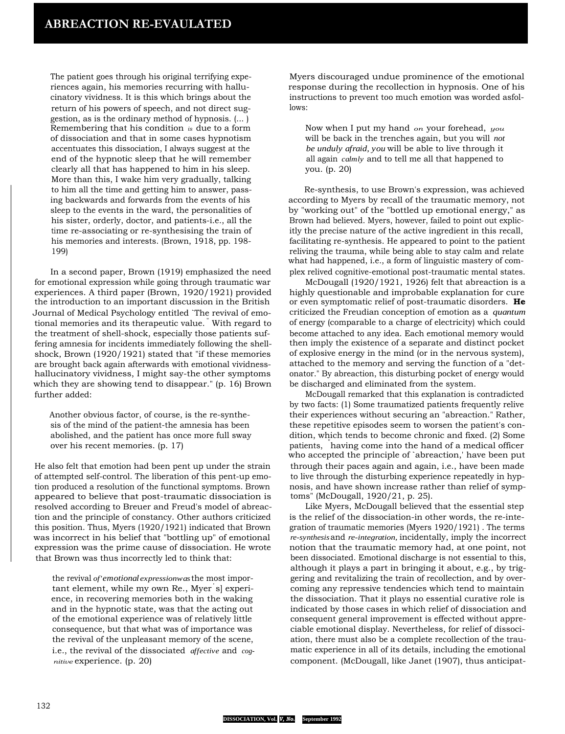> The patient goes through his original terrifying experiences again, his memories recurring with hallucinatory vividness. It is this which brings about the return of his powers of speech, and not direct suggestion, as is the ordinary method of hypnosis. (... ) Remembering that his condition *is* due to a form of dissociation and that in some cases hypnotism accentuates this dissociation, I always suggest at the end of the hypnotic sleep that he will remember clearly all that has happened to him in his sleep. More than this, I wake him very gradually, talking to him all the time and getting him to answer, passing backwards and forwards from the events of his sleep to the events in the ward, the personalities of his sister, orderly, doctor, and patients-i.e., all the time re-associating or re-synthesising the train of his memories and interests. (Brown, 1918, pp. 198-199)

In a second paper, Brown (1919) emphasized the need for emotional expression while going through traumatic war experiences. A third paper (Brown, 1920/1921) provided the introduction to an important discussion in the British Journal of Medical Psychology entitled `The revival of emotional memories and its therapeutic value." With regard to the treatment of shell-shock, especially those patients suffering amnesia for incidents immediately following the shell-shock, Brown (1920/1921) stated that "if these memories are brought back again afterwards with emotional vividness-hallucinatory vividness, I might say-the other symptoms which they are showing tend to disappear." (p. 16) Brown further added:

> Another obvious factor, of course, is the re-synthesis of the mind of the patient-the amnesia has been abolished, and the patient has once more full sway over his recent memories. (p. 17)

He also felt that emotion had been pent up under the strain of attempted self-control. The liberation of this pent-up emotion produced a resolution of the functional symptoms. Brown appeared to believe that post-traumatic dissociation is resolved according to Breuer and Freud's model of abreaction and the principle of constancy. Other authors criticized this position. Thus, Myers (1920/1921) indicated that Brown was incorrect in his belief that "bottling up" of emotional expression was the prime cause of dissociation. He wrote that Brown was thus incorrectly led to think that:

> the revival *of'emotional expressionwas* the most important element, while my own Re., Myer's] experience, in recovering memories both in the waking and in the hypnotic state, was that the acting out of the emotional experience was of relatively little consequence, but that what was of importance was the revival of the unpleasant memory of the scene, i.e., the revival of the dissociated *affective* and *cognitive* experience. (p. 20)

Myers discouraged undue prominence of the emotional response during the recollection in hypnosis. One of his instructions to prevent too much emotion was worded asfollows:

> Now when I put my hand *on* your forehead, *you* will be back in the trenches again, but you will *not be unduly afraid, you* will be able to live through it all again *calmly* and to tell me all that happened to you. (p. 20)

Re-synthesis, to use Brown's expression, was achieved according to Myers by recall of the traumatic memory, not by "working out" of the "bottled up emotional energy," as Brown had believed. Myers, however, failed to point out explicitly the precise nature of the active ingredient in this recall, facilitating re-synthesis. He appeared to point to the patient reliving the trauma, while being able to stay calm and relate what had happened, i.e., a form of linguistic mastery of complex relived cognitive-emotional post-traumatic mental states.

McDougall (1920/1921, 1926) felt that abreaction is a highly questionable and improbable explanation for cure or even symptomatic relief of post-traumatic disorders. **He** criticized the Freudian conception of emotion as a *quantum* of energy (comparable to a charge of electricity) which could become attached to any idea. Each emotional memory would then imply the existence of a separate and distinct pocket of explosive energy in the mind (or in the nervous system), attached to the memory and serving the function of a "detonator." By abreaction, this disturbing pocket of energy would be discharged and eliminated from the system.

McDougall remarked that this explanation is contradicted by two facts: (1) Some traumatized patients frequently relive their experiences without securing an "abreaction." Rather, these repetitive episodes seem to worsen the patient's condition, which tends to become chronic and fixed. (2) Some patients, "having come into the hand of a medical officer who accepted the principle of `abreaction,' have been put through their paces again and again, i.e., have been made to live through the disturbing experience repeatedly in hypnosis, and have shown increase rather than relief of symptoms" (McDougall, 1920/21, p. 25).

Like Myers, McDougall believed that the essential step is the relief of the dissociation-in other words, the re-integration of traumatic memories (Myers 1920/1921) . The terms *re-synthesis* and *re-integration,* incidentally, imply the incorrect notion that the traumatic memory had, at one point, not been dissociated. Emotional discharge is not essential to this, although it plays a part in bringing it about, e.g., by triggering and revitalizing the train of recollection, and by overcoming any repressive tendencies which tend to maintain the dissociation. That it plays no essential curative role is indicated by those cases in which relief of dissociation and consequent general improvement is effected without appreciable emotional display. Nevertheless, for relief of dissociation, there must also be a complete recollection of the traumatic experience in all of its details, including the emotional component. (McDougall, like Janet (1907), thus anticipat-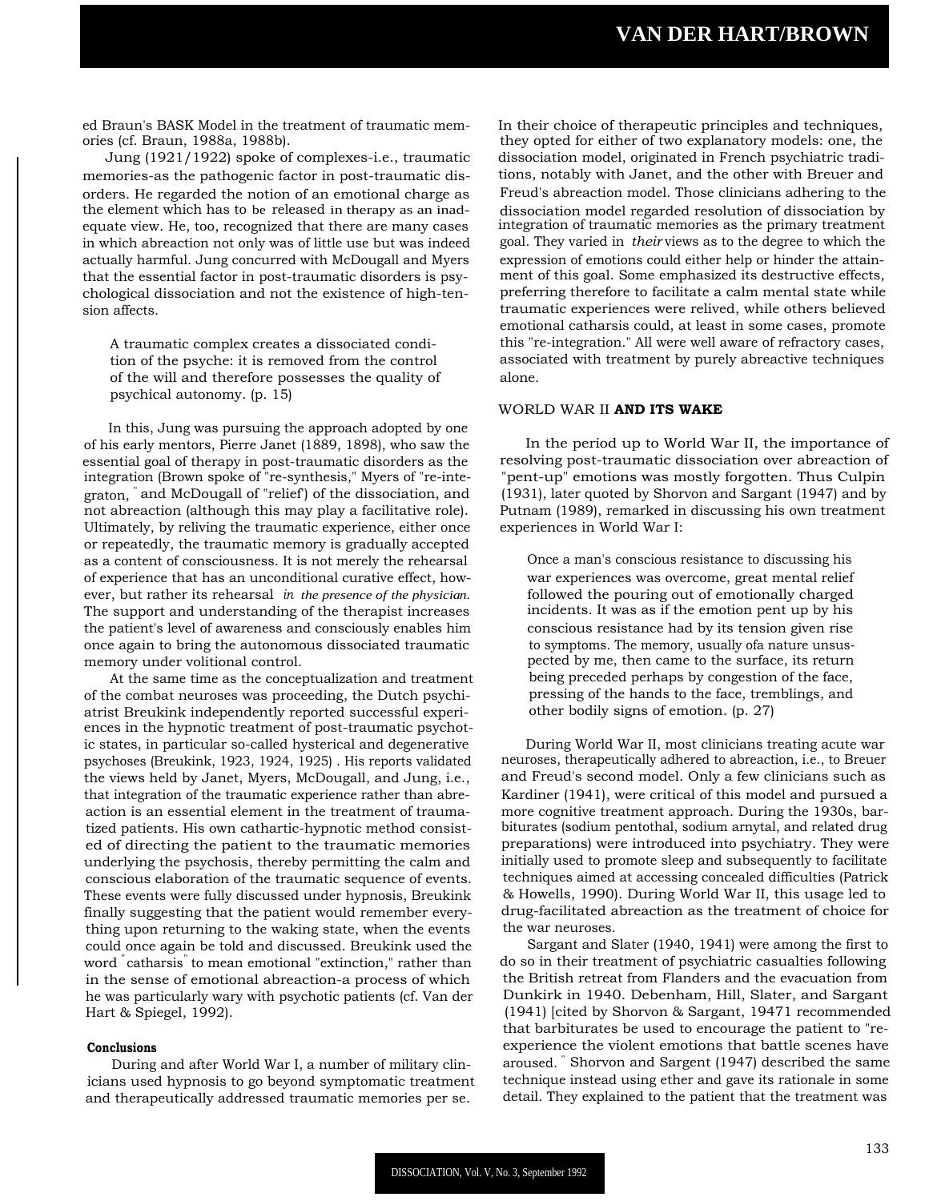ed Braun's BASK Model in the treatment of traumatic memories (cf. Braun, 1988a, 1988b).

Jung (1921/1922) spoke of complexes-i.e., traumatic memories-as the pathogenic factor in post-traumatic disorders. He regarded the notion of an emotional charge as the element which has to be released in therapy as an inadequate view. He, too, recognized that there are many cases in which abreaction not only was of little use but was indeed actually harmful. Jung concurred with McDougall and Myers that the essential factor in post-traumatic disorders is psychological dissociation and not the existence of high-tension affects.

> A traumatic complex creates a dissociated condition of the psyche: it is removed from the control of the will and therefore possesses the quality of psychical autonomy. (p. 15)

In this, Jung was pursuing the approach adopted by one of his early mentors, Pierre Janet (1889, 1898), who saw the essential goal of therapy in post-traumatic disorders as the integration (Brown spoke of "re-synthesis," Myers of "re-integraton, " and McDougall of "relief') of the dissociation, and not abreaction (although this may play a facilitative role). Ultimately, by reliving the traumatic experience, either once or repeatedly, the traumatic memory is gradually accepted as a content of consciousness. It is not merely the rehearsal of experience that has an unconditional curative effect, however, but rather its rehearsal *in the presence of the physician.* The support and understanding of the therapist increases the patient's level of awareness and consciously enables him once again to bring the autonomous dissociated traumatic memory under volitional control.

At the same time as the conceptualization and treatment of the combat neuroses was proceeding, the Dutch psychiatrist Breukink independently reported successful experiences in the hypnotic treatment of post-traumatic psychotic states, in particular so-called hysterical and degenerative psychoses (Breukink, 1923, 1924, 1925) . His reports validated the views held by Janet, Myers, McDougall, and Jung, i.e., that integration of the traumatic experience rather than abreaction is an essential element in the treatment of traumatized patients. His own cathartic-hypnotic method consisted of directing the patient to the traumatic memories underlying the psychosis, thereby permitting the calm and conscious elaboration of the traumatic sequence of events. These events were fully discussed under hypnosis, Breukink finally suggesting that the patient would remember everything upon returning to the waking state, when the events could once again be told and discussed. Breukink used the word "catharsis" to mean emotional "extinction," rather than in the sense of emotional abreaction-a process of which he was particularly wary with psychotic patients (cf. Van der Hart & Spiegel, 1992).

#### Conclusions

During and after World War I, a number of military clinicians used hypnosis to go beyond symptomatic treatment and therapeutically addressed traumatic memories per se. In their choice of therapeutic principles and techniques, they opted for either of two explanatory models: one, the dissociation model, originated in French psychiatric traditions, notably with Janet, and the other with Breuer and Freud's abreaction model. Those clinicians adhering to the dissociation model regarded resolution of dissociation by integration of traumatic memories as the primary treatment goal. They varied in *their* views as to the degree to which the expression of emotions could either help or hinder the attainment of this goal. Some emphasized its destructive effects, preferring therefore to facilitate a calm mental state while traumatic experiences were relived, while others believed emotional catharsis could, at least in some cases, promote this "re-integration." All were well aware of refractory cases, associated with treatment by purely abreactive techniques alone.

### WORLD WAR II **AND ITS WAKE**

In the period up to World War II, the importance of resolving post-traumatic dissociation over abreaction of "pent-up" emotions was mostly forgotten. Thus Culpin (1931), later quoted by Shorvon and Sargant (1947) and by Putnam (1989), remarked in discussing his own treatment experiences in World War I:

> Once a man's conscious resistance to discussing his war experiences was overcome, great mental relief followed the pouring out of emotionally charged incidents. It was as if the emotion pent up by his conscious resistance had by its tension given rise to symptoms. The memory, usually ofa nature unsuspected by me, then came to the surface, its return being preceded perhaps by congestion of the face, pressing of the hands to the face, tremblings, and other bodily signs of emotion. (p. 27)

During World War II, most clinicians treating acute war neuroses, therapeutically adhered to abreaction, i.e., to Breuer and Freud's second model. Only a few clinicians such as Kardiner (1941), were critical of this model and pursued a more cognitive treatment approach. During the 1930s, barbiturates (sodium pentothal, sodium arnytal, and related drug preparations) were introduced into psychiatry. They were initially used to promote sleep and subsequently to facilitate techniques aimed at accessing concealed difficulties (Patrick & Howells, 1990). During World War II, this usage led to drug-facilitated abreaction as the treatment of choice for the war neuroses.

Sargant and Slater (1940, 1941) were among the first to do so in their treatment of psychiatric casualties following the British retreat from Flanders and the evacuation from Dunkirk in 1940. Debenham, Hill, Slater, and Sargant (1941) [cited by Shorvon & Sargant, 19471 recommended that barbiturates be used to encourage the patient to "re-experience the violent emotions that battle scenes have aroused. " Shorvon and Sargent (1947) described the same technique instead using ether and gave its rationale in some detail. They explained to the patient that the treatment was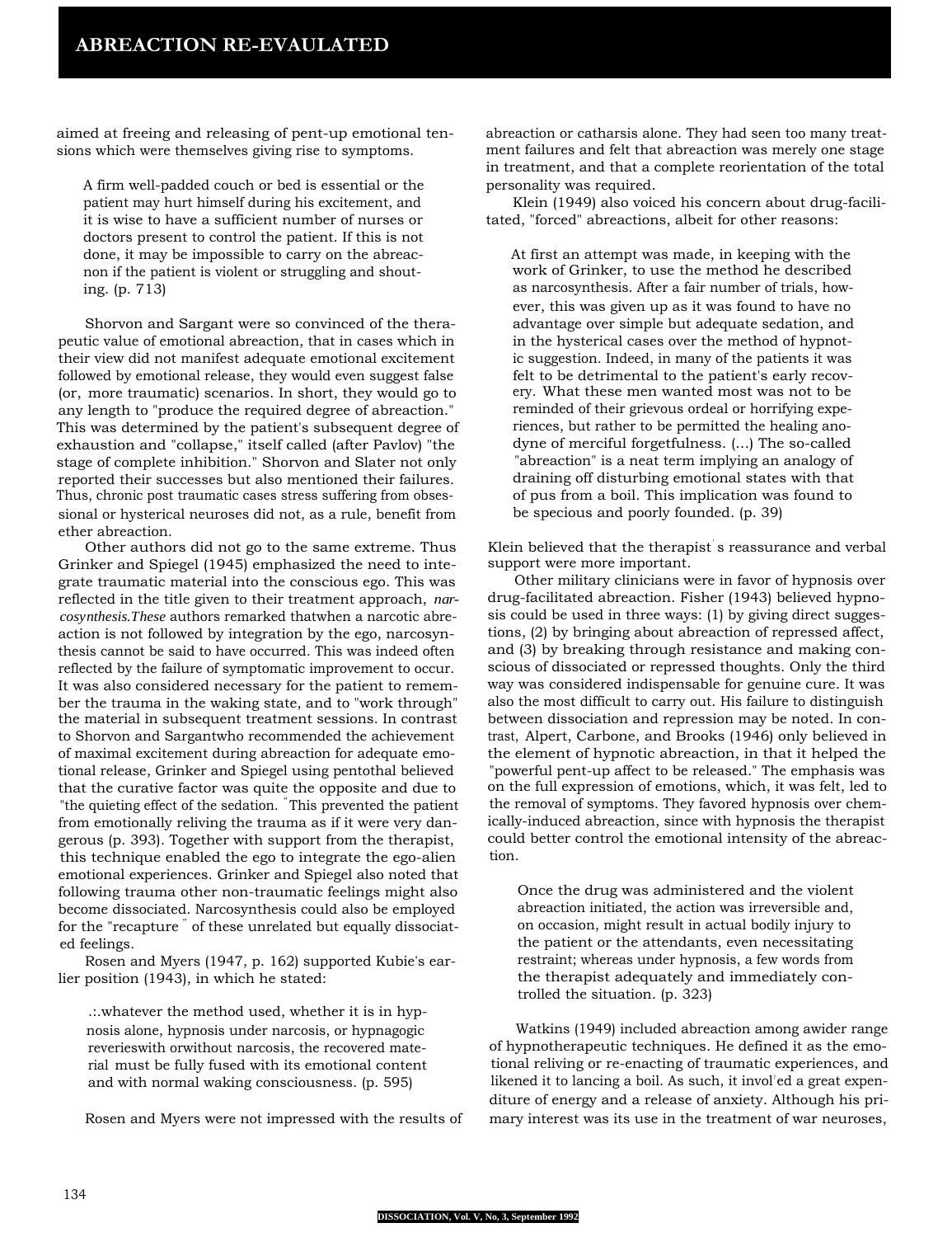aimed at freeing and releasing of pent-up emotional tensions which were themselves giving rise to symptoms.

> A firm well-padded couch or bed is essential or the patient may hurt himself during his excitement, and it is wise to have a sufficient number of nurses or doctors present to control the patient. If this is not done, it may be impossible to carry on the abreacnon if the patient is violent or struggling and shouting. (p. 713)

Shorvon and Sargant were so convinced of the therapeutic value of emotional abreaction, that in cases which in their view did not manifest adequate emotional excitement followed by emotional release, they would even suggest false (or, more traumatic) scenarios. In short, they would go to any length to "produce the required degree of abreaction." This was determined by the patient's subsequent degree of exhaustion and "collapse," itself called (after Pavlov) "the stage of complete inhibition." Shorvon and Slater not only reported their successes but also mentioned their failures. Thus, chronic post traumatic cases stress suffering from obsessional or hysterical neuroses did not, as a rule, benefit from ether abreaction.

Other authors did not go to the same extreme. Thus Grinker and Spiegel (1945) emphasized the need to integrate traumatic material into the conscious ego. This was reflected in the title given to their treatment approach, *narcosynthesis.These* authors remarked thatwhen a narcotic abreaction is not followed by integration by the ego, narcosynthesis cannot be said to have occurred. This was indeed often reflected by the failure of symptomatic improvement to occur. It was also considered necessary for the patient to remember the trauma in the waking state, and to "work through" the material in subsequent treatment sessions. In contrast to Shorvon and Sargantwho recommended the achievement of maximal excitement during abreaction for adequate emotional release, Grinker and Spiegel using pentothal believed that the curative factor was quite the opposite and due to "the quieting effect of the sedation. "This prevented the patient from emotionally reliving the trauma as if it were very dangerous (p. 393). Together with support from the therapist, this technique enabled the ego to integrate the ego-alien emotional experiences. Grinker and Spiegel also noted that following trauma other non-traumatic feelings might also become dissociated. Narcosynthesis could also be employed for the "recapture " of these unrelated but equally dissociated feelings.

Rosen and Myers (1947, p. 162) supported Kubie's earlier position (1943), in which he stated:

> .:.whatever the method used, whether it is in hypnosis alone, hypnosis under narcosis, or hypnagogic reveries with orwithout narcosis, the recovered material must be fully fused with its emotional content and with normal waking consciousness. (p. 595)

Rosen and Myers were not impressed with the results of abreaction or catharsis alone. They had seen too many treatment failures and felt that abreaction was merely one stage in treatment, and that a complete reorientation of the total personality was required.

Klein (1949) also voiced his concern about drug-facilitated, "forced" abreactions, albeit for other reasons:

> At first an attempt was made, in keeping with the work of Grinker, to use the method he described as narcosynthesis. After a fair number of trials, however, this was given up as it was found to have no advantage over simple but adequate sedation, and in the hysterical cases over the method of hypnotic suggestion. Indeed, in many of the patients it was felt to be detrimental to the patient's early recovery. What these men wanted most was not to be reminded of their grievous ordeal or horrifying experiences, but rather to be permitted the healing anodyne of merciful forgetfulness. (...) The so-called "abreaction" is a neat term implying an analogy of draining off disturbing emotional states with that of pus from a boil. This implication was found to be specious and poorly founded. (p. 39)

Klein believed that the therapist's reassurance and verbal support were more important.

Other military clinicians were in favor of hypnosis over drug-facilitated abreaction. Fisher (1943) believed hypnosis could be used in three ways: (1) by giving direct suggestions, (2) by bringing about abreaction of repressed affect, and (3) by breaking through resistance and making conscious of dissociated or repressed thoughts. Only the third way was considered indispensable for genuine cure. It was also the most difficult to carry out. His failure to distinguish between dissociation and repression may be noted. In contrast, Alpert, Carbone, and Brooks (1946) only believed in the element of hypnotic abreaction, in that it helped the "powerful pent-up affect to be released." The emphasis was on the full expression of emotions, which, it was felt, led to the removal of symptoms. They favored hypnosis over chemically-induced abreaction, since with hypnosis the therapist could better control the emotional intensity of the abreaction.

> Once the drug was administered and the violent abreaction initiated, the action was irreversible and, on occasion, might result in actual bodily injury to the patient or the attendants, even necessitating restraint; whereas under hypnosis, a few words from the therapist adequately and immediately controlled the situation. (p. 323)

Watkins (1949) included abreaction among awider range of hypnotherapeutic techniques. He defined it as the emotional reliving or re-enacting of traumatic experiences, and likened it to lancing a boil. As such, it involved a great expenditure of energy and a release of anxiety. Although his primary interest was its use in the treatment of war neuroses,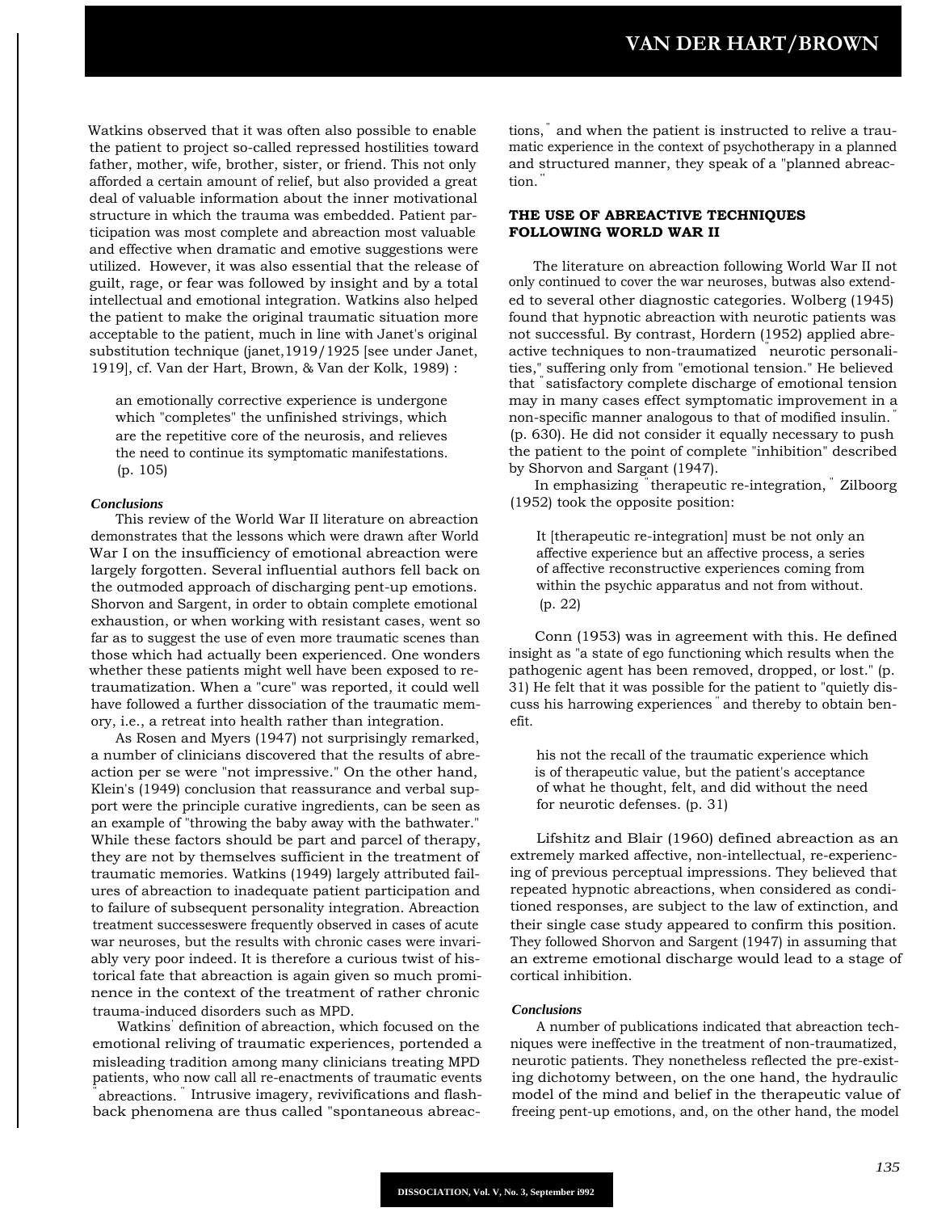Watkins observed that it was often also possible to enable the patient to project so-called repressed hostilities toward father, mother, wife, brother, sister, or friend. This not only afforded a certain amount of relief, but also provided a great deal of valuable information about the inner motivational structure in which the trauma was embedded. Patient participation was most complete and abreaction most valuable and effective when dramatic and emotive suggestions were utilized. However, it was also essential that the release of guilt, rage, or fear was followed by insight and by a total intellectual and emotional integration. Watkins also helped the patient to make the original traumatic situation more acceptable to the patient, much in line with Janet's original substitution technique (janet,1919/1925 [see under Janet, 1919], cf. Van der Hart, Brown, & Van der Kolk, 1989) :

> an emotionally corrective experience is undergone which "completes" the unfinished strivings, which are the repetitive core of the neurosis, and relieves the need to continue its symptomatic manifestations. (p. 105)

### *Conclusions*

This review of the World War II literature on abreaction demonstrates that the lessons which were drawn after World War I on the insufficiency of emotional abreaction were largely forgotten. Several influential authors fell back on the outmoded approach of discharging pent-up emotions. Shorvon and Sargent, in order to obtain complete emotional exhaustion, or when working with resistant cases, went so far as to suggest the use of even more traumatic scenes than those which had actually been experienced. One wonders whether these patients might well have been exposed to retraumatization. When a "cure" was reported, it could well have followed a further dissociation of the traumatic memory, i.e., a retreat into health rather than integration.

As Rosen and Myers (1947) not surprisingly remarked, a number of clinicians discovered that the results of abreaction per se were "not impressive." On the other hand, Klein's (1949) conclusion that reassurance and verbal support were the principle curative ingredients, can be seen as an example of "throwing the baby away with the bathwater." While these factors should be part and parcel of therapy, they are not by themselves sufficient in the treatment of traumatic memories. Watkins (1949) largely attributed failures of abreaction to inadequate patient participation and to failure of subsequent personality integration. Abreaction treatment successeswere frequently observed in cases of acute war neuroses, but the results with chronic cases were invariably very poor indeed. It is therefore a curious twist of historical fate that abreaction is again given so much prominence in the context of the treatment of rather chronic trauma-induced disorders such as MPD.

Watkins' definition of abreaction, which focused on the emotional reliving of traumatic experiences, portended a misleading tradition among many clinicians treating MPD patients, who now call all re-enactments of traumatic events "abreactions." Intrusive imagery, revivifications and flashback phenomena are thus called "spontaneous abreactions," and when the patient is instructed to relive a traumatic experience in the context of psychotherapy in a planned and structured manner, they speak of a "planned abreaction."

## THE USE OF ABREACTIVE TECHNIQUES FOLLOWING WORLD WAR II

The literature on abreaction following World War II not only continued to cover the war neuroses, butwas also extended to several other diagnostic categories. Wolberg (1945) found that hypnotic abreaction with neurotic patients was not successful. By contrast, Hordern (1952) applied abreactive techniques to non-traumatized "neurotic personalities," suffering only from "emotional tension." He believed that "satisfactory complete discharge of emotional tension may in many cases effect symptomatic improvement in a non-specific manner analogous to that of modified insulin." (p. 630). He did not consider it equally necessary to push the patient to the point of complete "inhibition" described by Shorvon and Sargant (1947).

In emphasizing "therapeutic re-integration," Zilboorg (1952) took the opposite position:

> It [therapeutic re-integration] must be not only an affective experience but an affective process, a series of affective reconstructive experiences coming from within the psychic apparatus and not from without. (p. 22)

Conn (1953) was in agreement with this. He defined insight as "a state of ego functioning which results when the pathogenic agent has been removed, dropped, or lost." (p. 31) He felt that it was possible for the patient to "quietly discuss his harrowing experiences" and thereby to obtain benefit.

> his not the recall of the traumatic experience which is of therapeutic value, but the patient's acceptance of what he thought, felt, and did without the need for neurotic defenses. (p. 31)

Lifshitz and Blair (1960) defined abreaction as an extremely marked affective, non-intellectual, re-experiencing of previous perceptual impressions. They believed that repeated hypnotic abreactions, when considered as conditioned responses, are subject to the law of extinction, and their single case study appeared to confirm this position. They followed Shorvon and Sargent (1947) in assuming that an extreme emotional discharge would lead to a stage of cortical inhibition.

### *Conclusions*

A number of publications indicated that abreaction techniques were ineffective in the treatment of non-traumatized, neurotic patients. They nonetheless reflected the pre-existing dichotomy between, on the one hand, the hydraulic model of the mind and belief in the therapeutic value of freeing pent-up emotions, and, on the other hand, the model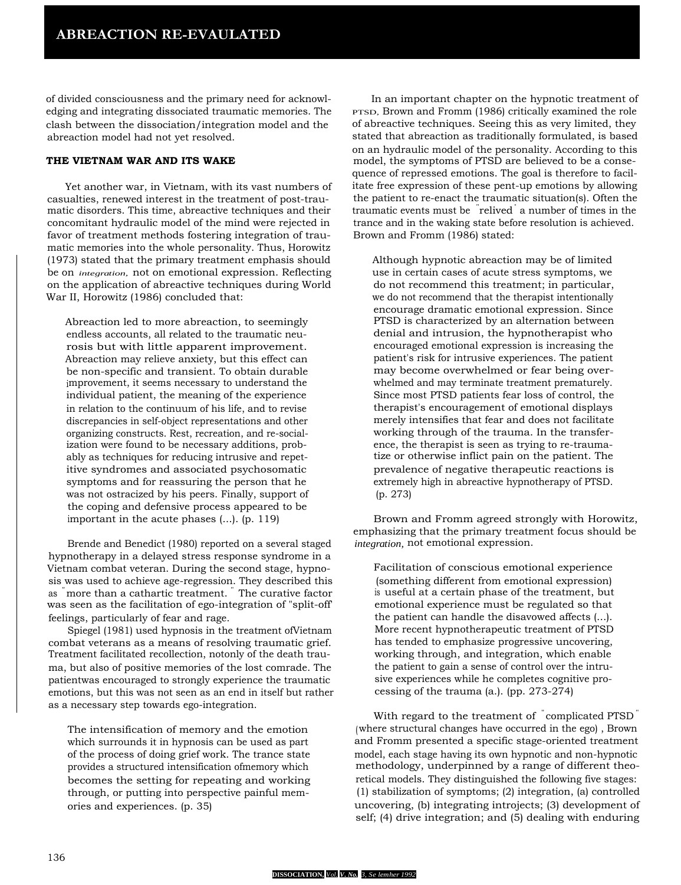of divided consciousness and the primary need for acknowledging and integrating dissociated traumatic memories. The clash between the dissociation/integration model and the abreaction model had not yet resolved.

**THE VIETNAM WAR AND ITS WAKE**

Yet another war, in Vietnam, with its vast numbers of casualties, renewed interest in the treatment of post-traumatic disorders. This time, abreactive techniques and their concomitant hydraulic model of the mind were rejected in favor of treatment methods fostering integration of traumatic memories into the whole personality. Thus, Horowitz (1973) stated that the primary treatment emphasis should be on *integration,* not on emotional expression. Reflecting on the application of abreactive techniques during World War II, Horowitz (1986) concluded that:

> Abreaction led to more abreaction, to seemingly endless accounts, all related to the traumatic neurosis but with little apparent improvement. Abreaction may relieve anxiety, but this effect can be non-specific and transient. To obtain durable improvement, it seems necessary to understand the individual patient, the meaning of the experience in relation to the continuum of his life, and to revise discrepancies in self-object representations and other organizing constructs. Rest, recreation, and re-socialization were found to be necessary additions, probably as techniques for reducing intrusive and repetitive syndromes and associated psychosomatic symptoms and for reassuring the person that he was not ostracized by his peers. Finally, support of the coping and defensive process appeared to be important in the acute phases (...). (p. 119)

Brende and Benedict (1980) reported on a several staged hypnotherapy in a delayed stress response syndrome in a Vietnam combat veteran. During the second stage, hypnosis was used to achieve age-regression. They described this as "more than a cathartic treatment." The curative factor was seen as the facilitation of ego-integration of "split-off' feelings, particularly of fear and rage.

Spiegel (1981) used hypnosis in the treatment ofVietnam combat veterans as a means of resolving traumatic grief. Treatment facilitated recollection, notonly of the death trauma, but also of positive memories of the lost comrade. The patientwas encouraged to strongly experience the traumatic emotions, but this was not seen as an end in itself but rather as a necessary step towards ego-integration.

> The intensification of memory and the emotion which surrounds it in hypnosis can be used as part of the process of doing grief work. The trance state provides a structured intensification ofmemory which becomes the setting for repeating and working through, or putting into perspective painful memories and experiences. (p. 35)

In an important chapter on the hypnotic treatment of PTSD, Brown and Fromm (1986) critically examined the role of abreactive techniques. Seeing this as very limited, they stated that abreaction as traditionally formulated, is based on an hydraulic model of the personality. According to this model, the symptoms of PTSD are believed to be a consequence of repressed emotions. The goal is therefore to facilitate free expression of these pent-up emotions by allowing the patient to re-enact the traumatic situation(s). Often the traumatic events must be "relived" a number of times in the trance and in the waking state before resolution is achieved. Brown and Fromm (1986) stated:

> Although hypnotic abreaction may be of limited use in certain cases of acute stress symptoms, we do not recommend this treatment; in particular, we do not recommend that the therapist intentionally encourage dramatic emotional expression. Since PTSD is characterized by an alternation between denial and intrusion, the hypnotherapist who encouraged emotional expression is increasing the patient's risk for intrusive experiences. The patient may become overwhelmed or fear being overwhelmed and may terminate treatment prematurely. Since most PTSD patients fear loss of control, the therapist's encouragement of emotional displays merely intensifies that fear and does not facilitate working through of the trauma. In the transference, the therapist is seen as trying to re-traumatize or otherwise inflict pain on the patient. The prevalence of negative therapeutic reactions is extremely high in abreactive hypnotherapy of PTSD. (p. 273)

Brown and Fromm agreed strongly with Horowitz, emphasizing that the primary treatment focus should be *integration,* not emotional expression.

> Facilitation of conscious emotional experience (something different from emotional expression) is useful at a certain phase of the treatment, but emotional experience must be regulated so that the patient can handle the disavowed affects (...). More recent hypnotherapeutic treatment of PTSD has tended to emphasize progressive uncovering, working through, and integration, which enable the patient to gain a sense of control over the intrusive experiences while he completes cognitive processing of the trauma (a.). (pp. 273-274)

With regard to the treatment of "complicated PTSD" (where structural changes have occurred in the ego), Brown and Fromm presented a specific stage-oriented treatment model, each stage having its own hypnotic and non-hypnotic methodology, underpinned by a range of different theoretical models. They distinguished the following five stages: (1) stabilization of symptoms; (2) integration, (a) controlled uncovering, (b) integrating introjects; (3) development of self; (4) drive integration; and (5) dealing with enduring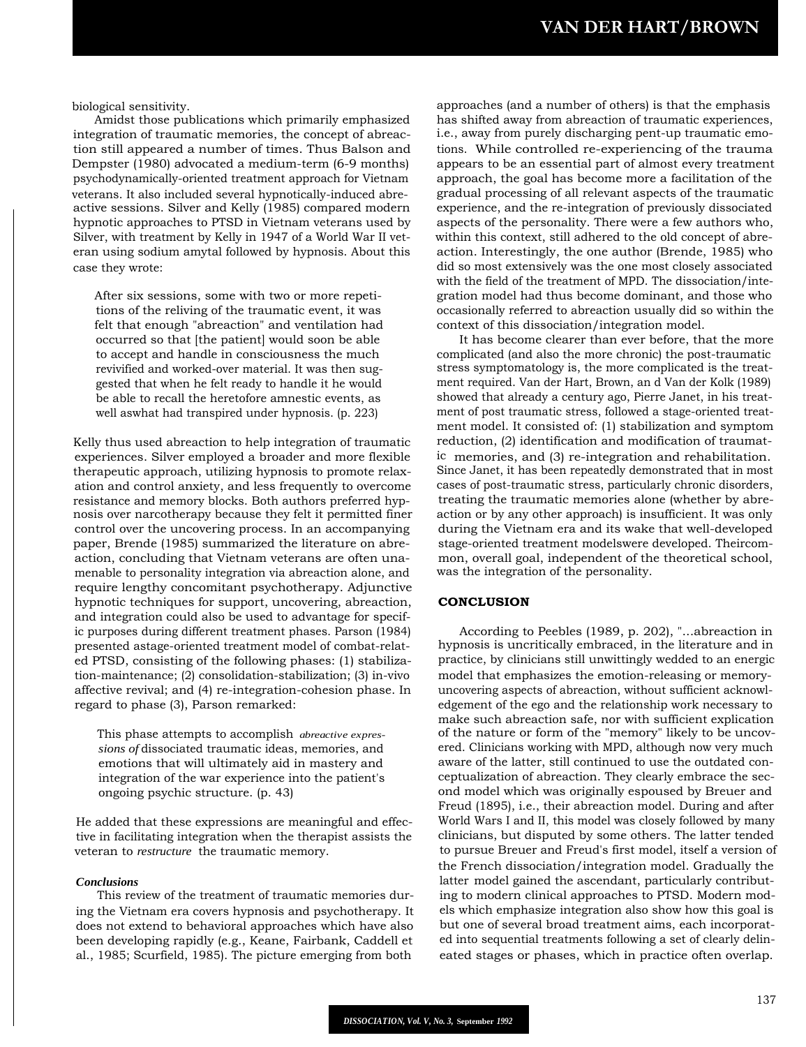biological sensitivity.

Amidst those publications which primarily emphasized integration of traumatic memories, the concept of abreaction still appeared a number of times. Thus Balson and Dempster (1980) advocated a medium-term (6-9 months) psychodynamically-oriented treatment approach for Vietnam veterans. It also included several hypnotically-induced abreactive sessions. Silver and Kelly (1985) compared modern hypnotic approaches to PTSD in Vietnam veterans used by Silver, with treatment by Kelly in 1947 of a World War II veteran using sodium amytal followed by hypnosis. About this case they wrote:

> After six sessions, some with two or more repetitions of the reliving of the traumatic event, it was felt that enough "abreaction" and ventilation had occurred so that [the patient] would soon be able to accept and handle in consciousness the much revivified and worked-over material. It was then suggested that when he felt ready to handle it he would be able to recall the heretofore amnestic events, as well aswhat had transpired under hypnosis. (p. 223)

Kelly thus used abreaction to help integration of traumatic experiences. Silver employed a broader and more flexible therapeutic approach, utilizing hypnosis to promote relaxation and control anxiety, and less frequently to overcome resistance and memory blocks. Both authors preferred hypnosis over narcotherapy because they felt it permitted finer control over the uncovering process. In an accompanying paper, Brende (1985) summarized the literature on abreaction, concluding that Vietnam veterans are often unamenable to personality integration via abreaction alone, and require lengthy concomitant psychotherapy. Adjunctive hypnotic techniques for support, uncovering, abreaction, and integration could also be used to advantage for specific purposes during different treatment phases. Parson (1984) presented astage-oriented treatment model of combat-related PTSD, consisting of the following phases: (1) stabilization-maintenance; (2) consolidation-stabilization; (3) in-vivo affective revival; and (4) re-integration-cohesion phase. In regard to phase (3), Parson remarked:

> This phase attempts to accomplish *abreactive expressions of* dissociated traumatic ideas, memories, and emotions that will ultimately aid in mastery and integration of the war experience into the patient's ongoing psychic structure. (p. 43)

He added that these expressions are meaningful and effective in facilitating integration when the therapist assists the veteran to *restructure* the traumatic memory.

### *Conclusions*

This review of the treatment of traumatic memories during the Vietnam era covers hypnosis and psychotherapy. It does not extend to behavioral approaches which have also been developing rapidly (e.g., Keane, Fairbank, Caddell et al., 1985; Scurfield, 1985). The picture emerging from both approaches (and a number of others) is that the emphasis has shifted away from abreaction of traumatic experiences, i.e., away from purely discharging pent-up traumatic emotions. While controlled re-experiencing of the trauma appears to be an essential part of almost every treatment approach, the goal has become more a facilitation of the gradual processing of all relevant aspects of the traumatic experience, and the re-integration of previously dissociated aspects of the personality. There were a few authors who, within this context, still adhered to the old concept of abreaction. Interestingly, the one author (Brende, 1985) who did so most extensively was the one most closely associated with the field of the treatment of MPD. The dissociation/integration model had thus become dominant, and those who occasionally referred to abreaction usually did so within the context of this dissociation/integration model.

It has become clearer than ever before, that the more complicated (and also the more chronic) the post-traumatic stress symptomatology is, the more complicated is the treatment required. Van der Hart, Brown, an d Van der Kolk (1989) showed that already a century ago, Pierre Janet, in his treatment of post traumatic stress, followed a stage-oriented treatment model. It consisted of: (1) stabilization and symptom reduction, (2) identification and modification of traumatic memories, and (3) re-integration and rehabilitation. Since Janet, it has been repeatedly demonstrated that in most cases of post-traumatic stress, particularly chronic disorders, treating the traumatic memories alone (whether by abreaction or by any other approach) is insufficient. It was only during the Vietnam era and its wake that well-developed stage-oriented treatment modelswere developed. Theircommon, overall goal, independent of the theoretical school, was the integration of the personality.

## CONCLUSION

According to Peebles (1989, p. 202), "...abreaction in hypnosis is uncritically embraced, in the literature and in practice, by clinicians still unwittingly wedded to an energic model that emphasizes the emotion-releasing or memory-uncovering aspects of abreaction, without sufficient acknowledgement of the ego and the relationship work necessary to make such abreaction safe, nor with sufficient explication of the nature or form of the "memory" likely to be uncovered. Clinicians working with MPD, although now very much aware of the latter, still continued to use the outdated conceptualization of abreaction. They clearly embrace the second model which was originally espoused by Breuer and Freud (1895), i.e., their abreaction model. During and after World Wars I and II, this model was closely followed by many clinicians, but disputed by some others. The latter tended to pursue Breuer and Freud's first model, itself a version of the French dissociation/integration model. Gradually the latter model gained the ascendant, particularly contributing to modern clinical approaches to PTSD. Modern models which emphasize integration also show how this goal is but one of several broad treatment aims, each incorporated into sequential treatments following a set of clearly delineated stages or phases, which in practice often overlap.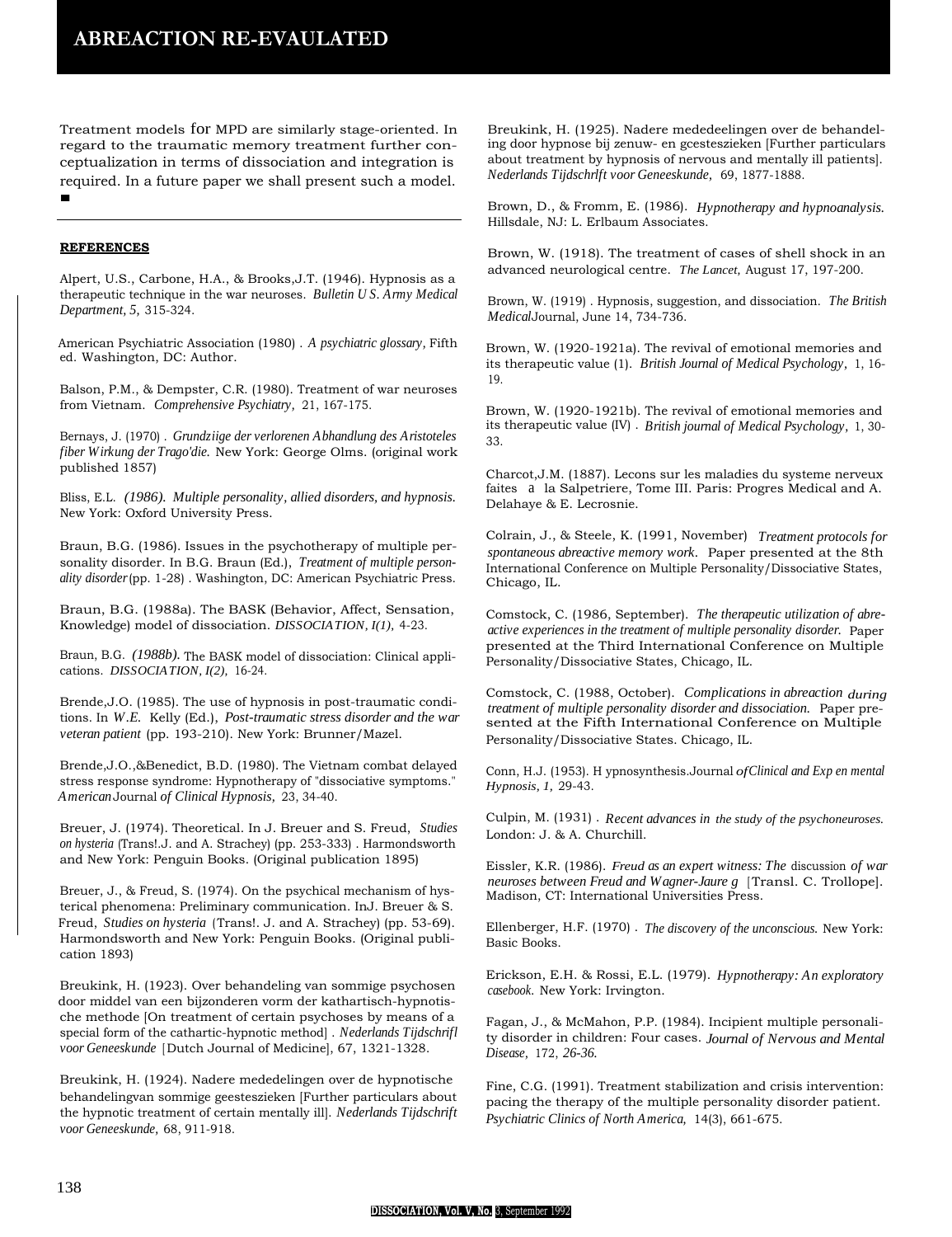Treatment models for MPD are similarly stage-oriented. In regard to the traumatic memory treatment further conceptualization in terms of dissociation and integration is required. In a future paper we shall present such a model. ■

## REFERENCES

Alpert, U.S., Carbone, H.A., & Brooks,J.T. (1946). Hypnosis as a therapeutic technique in the war neuroses. *Bulletin U S. Army Medical Department, 5,* 315-324.

American Psychiatric Association (1980) . *A psychiatric glossary,* Fifth ed. Washington, DC: Author.

Balson, P.M., & Dempster, C.R. (1980). Treatment of war neuroses from Vietnam. *Comprehensive Psychiatry,* 21, 167-175.

Bernays, J. (1970) . *Grundziige der verlorenen Abhandlung des Aristoteles fiber Wirkung der Trago'die.* New York: George Olms. (original work published 1857)

Bliss, E.L. *(1986). Multiple personality, allied disorders, and hypnosis.* New York: Oxford University Press.

Braun, B.G. (1986). Issues in the psychotherapy of multiple personality disorder. In B.G. Braun (Ed.), *Treatment of multiple personality disorder* (pp. 1-28) . Washington, DC: American Psychiatric Press.

Braun, B.G. (1988a). The BASK (Behavior, Affect, Sensation, Knowledge) model of dissociation. *DISSOCIATION, I(1),* 4-23.

Braun, B.G. *(1988b).* The BASK model of dissociation: Clinical applications. *DISSOCIATION, I(2),* 16-24.

Brende,J.O. (1985). The use of hypnosis in post-traumatic conditions. In *W.E.* Kelly (Ed.), *Post-traumatic stress disorder and the war veteran patient* (pp. 193-210). New York: Brunner/Mazel.

Brende,J.O.,&Benedict, B.D. (1980). The Vietnam combat delayed stress response syndrome: Hypnotherapy of "dissociative symptoms." *American* Journal *of Clinical Hypnosis,* 23, 34-40.

Breuer, J. (1974). Theoretical. In J. Breuer and S. Freud, *Studies on hysteria* (Trans!.J. and A. Strachey) (pp. 253-333) . Harmondsworth and New York: Penguin Books. (Original publication 1895)

Breuer, J., & Freud, S. (1974). On the psychical mechanism of hysterical phenomena: Preliminary communication. InJ. Breuer & S. Freud, *Studies on hysteria* (Trans!. J. and A. Strachey) (pp. 53-69). Harmondsworth and New York: Penguin Books. (Original publication 1893)

Breukink, H. (1923). Over behandeling van sommige psychosen door middel van een bijzonderen vorm der kathartisch-hypnotische methode [On treatment of certain psychoses by means of a special form of the cathartic-hypnotic method] . *Nederlands Tijdschrifl voor Geneeskunde* [Dutch Journal of Medicine], 67, 1321-1328.

Breukink, H. (1924). Nadere mededelingen over de hypnotische behandelingvan sommige geesteszieken [Further particulars about the hypnotic treatment of certain mentally ill]. *Nederlands Tijdschrift voor Geneeskunde,* 68, 911-918.

Breukink, H. (1925). Nadere mededeelingen over de behandeling door hypnose bij zenuw- en gcesteszieken [Further particulars about treatment by hypnosis of nervous and mentally ill patients]. *Nederlands Tijdschrlft voor Geneeskunde,* 69, 1877-1888.

Brown, D., & Fromm, E. (1986). *Hypnotherapy and hypnoanalysis.* Hillsdale, NJ: L. Erlbaum Associates.

Brown, W. (1918). The treatment of cases of shell shock in an advanced neurological centre. *The Lancet,* August 17, 197-200.

Brown, W. (1919) . Hypnosis, suggestion, and dissociation. *The British Medical* Journal, June 14, 734-736.

Brown, W. (1920-1921a). The revival of emotional memories and its therapeutic value (1). *British Journal of Medical Psychology,* 1, 16-19.

Brown, W. (1920-1921b). The revival of emotional memories and its therapeutic value (IV) . *British journal of Medical Psychology,* 1, 30-33.

Charcot,J.M. (1887). Lecons sur les maladies du systeme nerveux faites à la Salpetriere, Tome III. Paris: Progres Medical and A. Delahaye & E. Lecrosnie.

Colrain, J., & Steele, K. (1991, November) *Treatment protocols for spontaneous abreactive memory work.* Paper presented at the 8th International Conference on Multiple Personality/Dissociative States, Chicago, IL.

Comstock, C. (1986, September). *The therapeutic utilization of abreactive experiences in the treatment of multiple personality disorder.* Paper presented at the Third International Conference on Multiple Personality/Dissociative States, Chicago, IL.

Comstock, C. (1988, October). *Complications in abreaction during treatment of multiple personality disorder and dissociation.* Paper presented at the Fifth International Conference on Multiple Personality/Dissociative States. Chicago, IL.

Conn, H.J. (1953). H ypnosynthesis.Journal *of Clinical and Exp en mental Hypnosis, 1,* 29-43.

Culpin, M. (1931) . *Recent advances in the study of the psychoneuroses.* London: J. & A. Churchill.

Eissler, K.R. (1986). *Freud as an expert witness: The* discussion *of war neuroses between Freud and Wagner-Jaure g* [Transl. C. Trollope]. Madison, CT: International Universities Press.

Ellenberger, H.F. (1970) . *The discovery of the unconscious.* New York: Basic Books.

Erickson, E.H. & Rossi, E.L. (1979). *Hypnotherapy: An exploratory casebook.* New York: Irvington.

Fagan, J., & McMahon, P.P. (1984). Incipient multiple personality disorder in children: Four cases. *Journal of Nervous and Mental Disease,* 172, *26-36.*

Fine, C.G. (1991). Treatment stabilization and crisis intervention: pacing the therapy of the multiple personality disorder patient. *Psychiatric Clinics of North America,* 14(3), 661-675.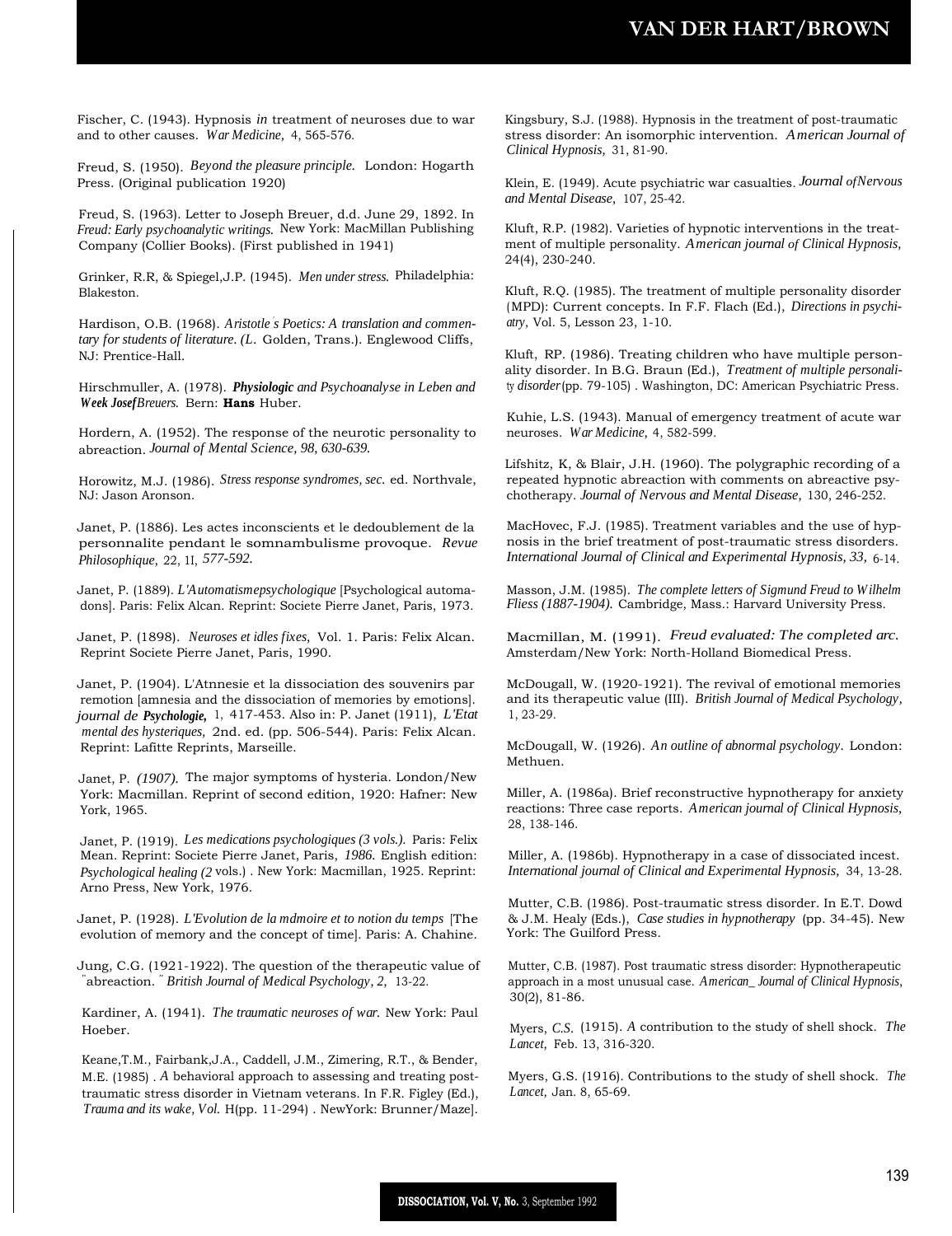Fischer, C. (1943). Hypnosis *in* treatment of neuroses due to war and to other causes. *War Medicine,* 4, 565-576.

Freud, S. (1950). *Beyond the pleasure principle.* London: Hogarth Press. (Original publication 1920)

Freud, S. (1963). Letter to Joseph Breuer, d.d. June 29, 1892. In *Freud: Early psychoanalytic writings.* New York: MacMillan Publishing Company (Collier Books). (First published in 1941)

Grinker, R.R, & Spiegel,J.P. (1945). *Men under stress.* Philadelphia: Blakeston.

Hardison, O.B. (1968). *Aristotle's Poetics: A translation and commentary for students of literature. (L.* Golden, Trans.). Englewood Cliffs, NJ: Prentice-Hall.

Hirschmuller, A. (1978). ***Physiologic** and Psychoanalyse in Leben and **Week Josef**Breuers.* Bern: **Hans** Huber.

Hordern, A. (1952). The response of the neurotic personality to abreaction. *Journal of Mental Science, 98, 630-639.*

Horowitz, M.J. (1986). *Stress response syndromes, sec.* ed. Northvale, NJ: Jason Aronson.

Janet, P. (1886). Les actes inconscients et le dedoublement de la personnalite pendant le somnambulisme provoque. *Revue Philosophique,* 22, 1I, *577-592.*

Janet, P. (1889). *L'Automatismepsychologique* [Psychological automadons]. Paris: Felix Alcan. Reprint: Societe Pierre Janet, Paris, 1973.

Janet, P. (1898). *Neuroses et idles fixes,* Vol. 1. Paris: Felix Alcan. Reprint Societe Pierre Janet, Paris, 1990.

Janet, P. (1904). L'Atnnesie et la dissociation des souvenirs par remotion [amnesia and the dissociation of memories by emotions]. *journal de **Psychologie,*** 1, 417-453. Also in: P. Janet (1911), *L'Etat mental des hysteriques,* 2nd. ed. (pp. 506-544). Paris: Felix Alcan. Reprint: Lafitte Reprints, Marseille.

Janet, P. *(1907).* The major symptoms of hysteria. London/New York: Macmillan. Reprint of second edition, 1920: Hafner: New York, 1965.

Janet, P. (1919). *Les medications psychologiques (3 vols.).* Paris: Felix Mean. Reprint: Societe Pierre Janet, Paris, *1986.* English edition: *Psychological healing (2* vols.) . New York: Macmillan, 1925. Reprint: Arno Press, New York, 1976.

Janet, P. (1928). *L'Evolution de la mdmoire et to notion du temps* [The evolution of memory and the concept of time]. Paris: A. Chahine.

Jung, C.G. (1921-1922). The question of the therapeutic value of "abreaction." *British Journal of Medical Psychology, 2,* 13-22.

Kardiner, A. (1941). *The traumatic neuroses of war.* New York: Paul Hoeber.

Keane,T.M., Fairbank,J.A., Caddell, J.M., Zimering, R.T., & Bender, M.E. (1985) . *A* behavioral approach to assessing and treating post-traumatic stress disorder in Vietnam veterans. In F.R. Figley (Ed.), *Trauma and its wake, Vol.* H(pp. 11-294) . NewYork: Brunner/Maze].

Kingsbury, S.J. (1988). Hypnosis in the treatment of post-traumatic stress disorder: An isomorphic intervention. *American Journal of Clinical Hypnosis,* 31, 81-90.

Klein, E. (1949). Acute psychiatric war casualties. *Journal ofNervous and Mental Disease,* 107, 25-42.

Kluft, R.P. (1982). Varieties of hypnotic interventions in the treatment of multiple personality. *American journal of Clinical Hypnosis,* 24(4), 230-240.

Kluft, R.Q. (1985). The treatment of multiple personality disorder (MPD): Current concepts. In F.F. Flach (Ed.), *Directions in psychiatry,* Vol. 5, Lesson 23, 1-10.

Kluft, RP. (1986). Treating children who have multiple personality disorder. In B.G. Braun (Ed.), *Treatment of multiple personality disorder* (pp. 79-105) . Washington, DC: American Psychiatric Press.

Kuhie, L.S. (1943). Manual of emergency treatment of acute war neuroses. *War Medicine,* 4, 582-599.

Lifshitz, K, & Blair, J.H. (1960). The polygraphic recording of a repeated hypnotic abreaction with comments on abreactive psychotherapy. *Journal of Nervous and Mental Disease,* 130, 246-252.

MacHovec, F.J. (1985). Treatment variables and the use of hypnosis in the brief treatment of post-traumatic stress disorders. *International Journal of Clinical and Experimental Hypnosis, 33,* 6-14.

Masson, J.M. (1985). *The complete letters of Sigmund Freud to Wilhelm Fliess (1887-1904).* Cambridge, Mass.: Harvard University Press.

Macmillan, M. (1991). *Freud evaluated: The completed arc.* Amsterdam/New York: North-Holland Biomedical Press.

McDougall, W. (1920-1921). The revival of emotional memories and its therapeutic value (III). *British Journal of Medical Psychology,* 1, 23-29.

McDougall, W. (1926). *An outline of abnormal psychology.* London: Methuen.

Miller, A. (1986a). Brief reconstructive hypnotherapy for anxiety reactions: Three case reports. *American journal of Clinical Hypnosis,* 28, 138-146.

Miller, A. (1986b). Hypnotherapy in a case of dissociated incest. *International journal of Clinical and Experimental Hypnosis,* 34, 13-28.

Mutter, C.B. (1986). Post-traumatic stress disorder. In E.T. Dowd & J.M. Healy (Eds.), *Case studies in hypnotherapy* (pp. 34-45). New York: The Guilford Press.

Mutter, C.B. (1987). Post traumatic stress disorder: Hypnotherapeutic approach in a most unusual case. *American_ Journal of Clinical Hypnosis,* 30(2), 81-86.

Myers, *C.S.* (1915). *A* contribution to the study of shell shock. *The Lancet,* Feb. 13, 316-320.

Myers, G.S. (1916). Contributions to the study of shell shock. *The Lancet,* Jan. 8, 65-69.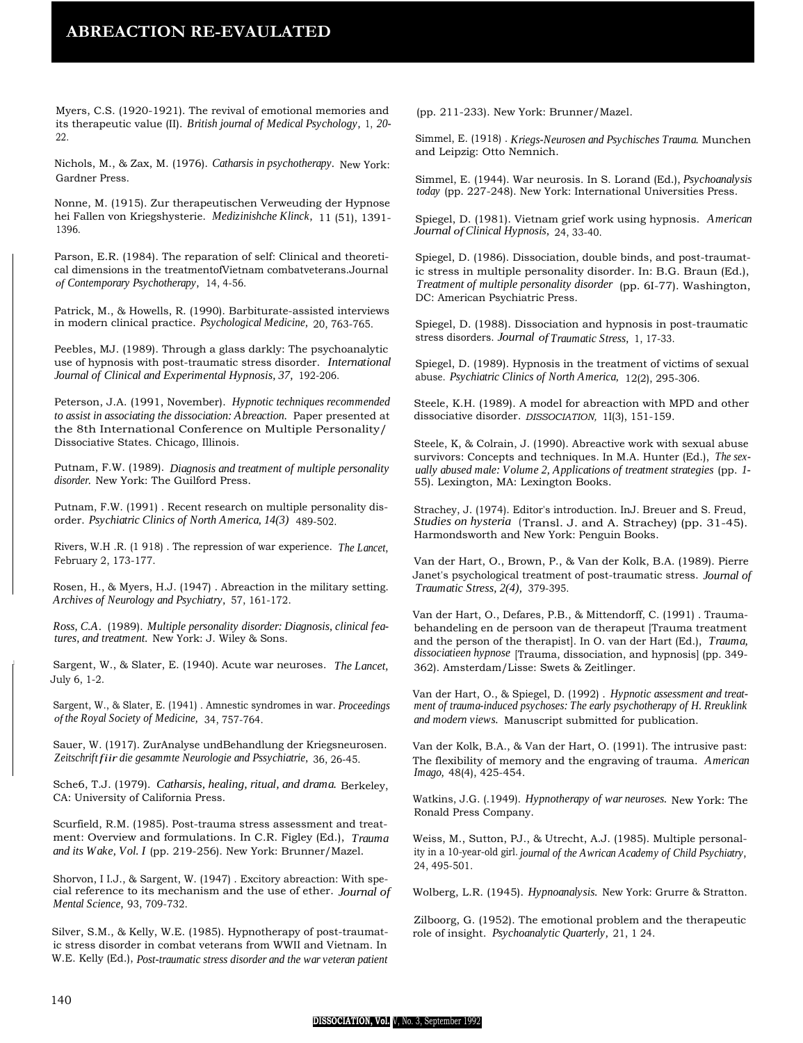Myers, C.S. (1920-1921). The revival of emotional memories and its therapeutic value (II). *British journal of Medical Psychology,* 1, 20-22.

Nichols, M., & Zax, M. (1976). *Catharsis in psychotherapy.* New York: Gardner Press.

Nonne, M. (1915). Zur therapeutischen Verweuding der Hypnose hei Fallen von Kriegshysterie. *Medizinishche Klinck,* 11 (51), 1391-1396.

Parson, E.R. (1984). The reparation of self: Clinical and theoretical dimensions in the treatmentofVietnam combatveterans.Journal *of Contemporary Psychotherapy,* 14, 4-56.

Patrick, M., & Howells, R. (1990). Barbiturate-assisted interviews in modern clinical practice. *Psychological Medicine,* 20, 763-765.

Peebles, MJ. (1989). Through a glass darkly: The psychoanalytic use of hypnosis with post-traumatic stress disorder. *International Journal of Clinical and Experimental Hypnosis, 37,* 192-206.

Peterson, J.A. (1991, November). *Hypnotic techniques recommended to assist in associating the dissociation: Abreaction.* Paper presented at the 8th International Conference on Multiple Personality/ Dissociative States. Chicago, Illinois.

Putnam, F.W. (1989). *Diagnosis and treatment of multiple personality disorder.* New York: The Guilford Press.

Putnam, F.W. (1991) . Recent research on multiple personality disorder. *Psychiatric Clinics of North America, 14(3)* 489-502.

Rivers, W.H .R. (1 918) . The repression of war experience. *The Lancet,* February 2, 173-177.

Rosen, H., & Myers, H.J. (1947) . Abreaction in the military setting. *Archives of Neurology and Psychiatry,* 57, 161-172.

*Ross, C.A.* (1989). *Multiple personality disorder: Diagnosis, clinical features, and treatment.* New York: J. Wiley & Sons.

Sargent, W., & Slater, E. (1940). Acute war neuroses. *The Lancet,* July 6, 1-2.

Sargent, W., & Slater, E. (1941) . Amnestic syndromes in war. *Proceedings of the Royal Society of Medicine,* 34, 757-764.

Sauer, W. (1917). ZurAnalyse undBehandlung der Kriegsneurosen. *Zeitschrift fiir die gesammte Neurologie and Pssychiatrie,* 36, 26-45.

Sche6, T.J. (1979). *Catharsis, healing, ritual, and drama.* Berkeley, CA: University of California Press.

Scurfield, R.M. (1985). Post-trauma stress assessment and treatment: Overview and formulations. In C.R. Figley (Ed.), *Trauma and its Wake, Vol. I* (pp. 219-256). New York: Brunner/Mazel.

Shorvon, I I.J., & Sargent, W. (1947) . Excitory abreaction: With special reference to its mechanism and the use of ether. *Journal of Mental Science,* 93, 709-732.

Silver, S.M., & Kelly, W.E. (1985). Hypnotherapy of post-traumatic stress disorder in combat veterans from WWII and Vietnam. In W.E. Kelly (Ed.), *Post-traumatic stress disorder and the war veteran patient* (pp. 211-233). New York: Brunner/Mazel.

Simmel, E. (1918) . *Kriegs-Neurosen and Psychisches Trauma.* Munchen and Leipzig: Otto Nemnich.

Simmel, E. (1944). War neurosis. In S. Lorand (Ed.), *Psychoanalysis today* (pp. 227-248). New York: International Universities Press.

Spiegel, D. (1981). Vietnam grief work using hypnosis. *American Journal of Clinical Hypnosis,* 24, 33-40.

Spiegel, D. (1986). Dissociation, double binds, and post-traumatic stress in multiple personality disorder. In: B.G. Braun (Ed.), *Treatment of multiple personality disorder* (pp. 6I-77). Washington, DC: American Psychiatric Press.

Spiegel, D. (1988). Dissociation and hypnosis in post-traumatic stress disorders. *Journal of Traumatic Stress,* 1, 17-33.

Spiegel, D. (1989). Hypnosis in the treatment of victims of sexual abuse. *Psychiatric Clinics of North America,* 12(2), 295-306.

Steele, K.H. (1989). A model for abreaction with MPD and other dissociative disorder. *DISSOCIATION,* 1I(3), 151-159.

Steele, K, & Colrain, J. (1990). Abreactive work with sexual abuse survivors: Concepts and techniques. In M.A. Hunter (Ed.), *The sexually abused male: Volume 2, Applications of treatment strategies* (pp. *1-*55). Lexington, MA: Lexington Books.

Strachey, J. (1974). Editor's introduction. InJ. Breuer and S. Freud, *Studies on hysteria* (Transl. J. and A. Strachey) (pp. 31-45). Harmondsworth and New York: Penguin Books.

Van der Hart, O., Brown, P., & Van der Kolk, B.A. (1989). Pierre Janet's psychological treatment of post-traumatic stress. *Journal of Traumatic Stress, 2(4),* 379-395.

Van der Hart, O., Defares, P.B., & Mittendorff, C. (1991) . Traumabehandeling en de persoon van de therapeut [Trauma treatment and the person of the therapist]. In O. van der Hart (Ed.), *Trauma, dissociatieen hypnose* [Trauma, dissociation, and hypnosis] (pp. 349-362). Amsterdam/Lisse: Swets & Zeitlinger.

Van der Hart, O., & Spiegel, D. (1992) . *Hypnotic assessment and treatment of trauma-induced psychoses: The early psychotherapy of H. Rreuklink and modern views.* Manuscript submitted for publication.

Van der Kolk, B.A., & Van der Hart, O. (1991). The intrusive past: The flexibility of memory and the engraving of trauma. *American Imago,* 48(4), 425-454.

Watkins, J.G. (.1949). *Hypnotherapy of war neuroses.* New York: The Ronald Press Company.

Weiss, M., Sutton, PJ., & Utrecht, A.J. (1985). Multiple personality in a 10-year-old girl. *journal of the Awrican Academy of Child Psychiatry,* 24, 495-501.

Wolberg, L.R. (1945). *Hypnoanalysis.* New York: Grurre & Stratton.

Zilboorg, G. (1952). The emotional problem and the therapeutic role of insight. *Psychoanalytic Quarterly,* 21, 1 24.